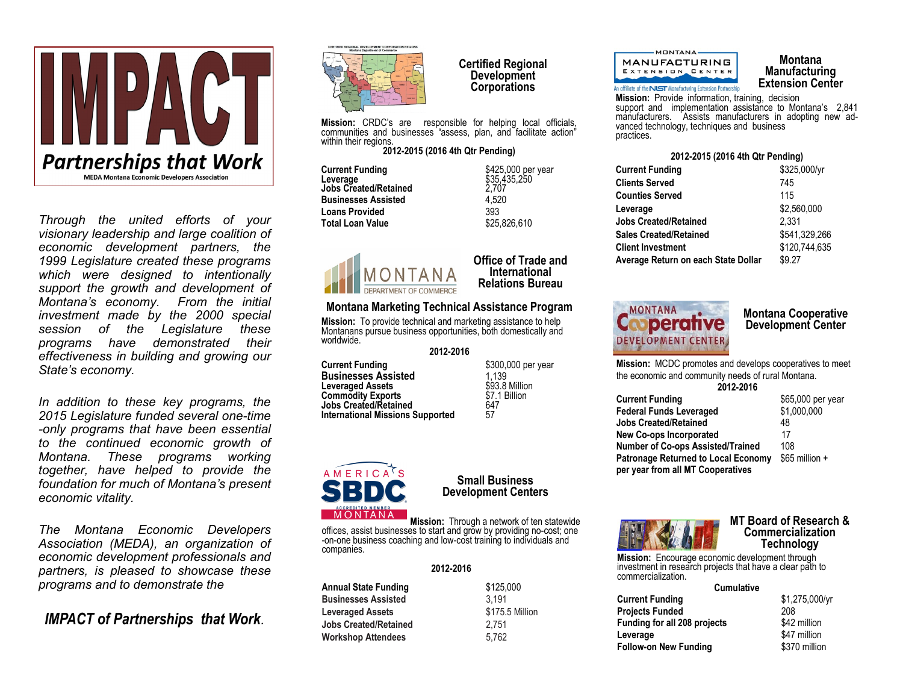# IMPACT

## Partnerships that Work

MEDA Montana Economic Developers Association

*Through the united efforts of your visionary leadership and large coalition of economic development partners, the 1999 Legislature created these programs which were designed to intentionally support the growth and development of Montana's economy. From the initial investment made by the 2000 special session of the Legislature these programs have demonstrated their effectiveness in building and growing our State's economy.*

*In addition to these key programs, the 2015 Legislature funded several one-time -only programs that have been essential to the continued economic growth of Montana. These programs working together, have helped to provide the foundation for much of Montana's present economic vitality.*

*The Montana Economic Developers Association (MEDA), an organization of economic development professionals and partners, is pleased to showcase these programs and to demonstrate the*

***IMPACT of Partnerships that Work.***

## Certified Regional Development Corporations

**Mission:** CRDC's are responsible for helping local officials, communities and businesses "assess, plan, and facilitate action" within their regions.

**2012-2015 (2016 4th Qtr Pending)**

| | |
|---|---|
| **Current Funding** | $425,000 per year |
| **Leverage** | $35,435,250 |
| **Jobs Created/Retained** | 2,707 |
| **Businesses Assisted** | 4,520 |
| **Loans Provided** | 393 |
| **Total Loan Value** | $25,826,610 |

## Office of Trade and International Relations Bureau

MONTANA DEPARTMENT OF COMMERCE

### Montana Marketing Technical Assistance Program

**Mission:** To provide technical and marketing assistance to help Montanans pursue business opportunities, both domestically and worldwide.

**2012-2016**

| | |
|---|---|
| **Current Funding** | $300,000 per year |
| **Businesses Assisted** | 1,139 |
| **Leveraged Assets** | $93.8 Million |
| **Commodity Exports** | $7.1 Billion |
| **Jobs Created/Retained** | 647 |
| **International Missions Supported** | 57 |

## Small Business Development Centers

AMERICA'S SBDC MONTANA

**Mission:** Through a network of ten statewide offices, assist businesses to start and grow by providing no-cost; one -on-one business coaching and low-cost training to individuals and companies.

**2012-2016**

| | |
|---|---|
| **Annual State Funding** | $125,000 |
| **Businesses Assisted** | 3,191 |
| **Leveraged Assets** | $175.5 Million |
| **Jobs Created/Retained** | 2,751 |
| **Workshop Attendees** | 5,762 |

## Montana Manufacturing Extension Center

An affiliate of the NIST Manufacturing Extension Partnership

**Mission:** Provide information, training, decision support and implementation assistance to Montana's 2,841 manufacturers. Assists manufacturers in adopting new advanced technology, techniques and business practices.

**2012-2015 (2016 4th Qtr Pending)**

| | |
|---|---|
| **Current Funding** | $325,000/yr |
| **Clients Served** | 745 |
| **Counties Served** | 115 |
| **Leverage** | $2,560,000 |
| **Jobs Created/Retained** | 2,331 |
| **Sales Created/Retained** | $541,329,266 |
| **Client Investment** | $120,744,635 |
| **Average Return on each State Dollar** | $9.27 |

## Montana Cooperative Development Center

**Mission:** MCDC promotes and develops cooperatives to meet the economic and community needs of rural Montana.

**2012-2016**

| | |
|---|---|
| **Current Funding** | $65,000 per year |
| **Federal Funds Leveraged** | $1,000,000 |
| **Jobs Created/Retained** | 48 |
| **New Co-ops Incorporated** | 17 |
| **Number of Co-ops Assisted/Trained** | 108 |
| **Patronage Returned to Local Economy per year from all MT Cooperatives** | $65 million + |

## MT Board of Research & Commercialization Technology

**Mission:** Encourage economic development through investment in research projects that have a clear path to commercialization.

**Cumulative**

| | |
|---|---|
| **Current Funding** | $1,275,000/yr |
| **Projects Funded** | 208 |
| **Funding for all 208 projects** | $42 million |
| **Leverage** | $47 million |
| **Follow-on New Funding** | $370 million |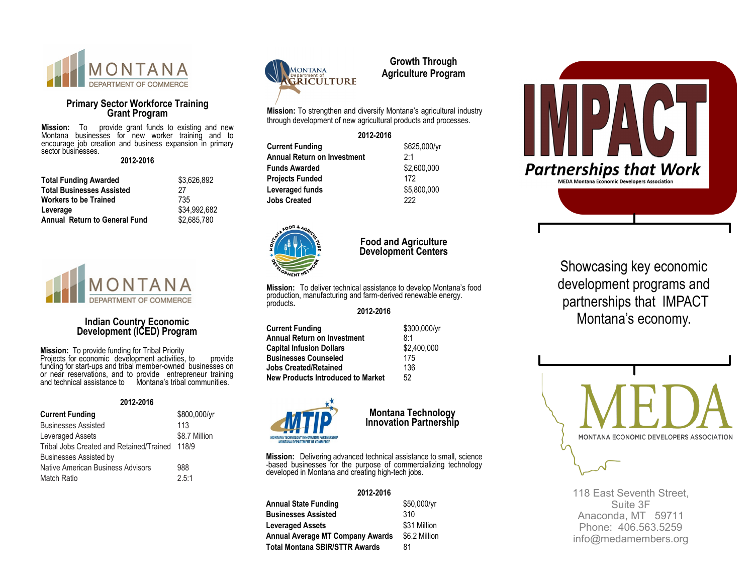MONTANA
DEPARTMENT OF COMMERCE

## Primary Sector Workforce Training Grant Program

**Mission:** To provide grant funds to existing and new Montana businesses for new worker training and to encourage job creation and business expansion in primary sector businesses.

**2012-2016**

| | |
|---|---|
| **Total Funding Awarded** | $3,626,892 |
| **Total Businesses Assisted** | 27 |
| **Workers to be Trained** | 735 |
| **Leverage** | $34,992,682 |
| **Annual Return to General Fund** | $2,685,780 |

MONTANA
DEPARTMENT OF COMMERCE

## Indian Country Economic Development (ICED) Program

**Mission:** To provide funding for Tribal Priority Projects for economic development activities, to provide funding for start-ups and tribal member-owned businesses on or near reservations, and to provide entrepreneur training and technical assistance to Montana's tribal communities.

**2012-2016**

| | |
|---|---|
| **Current Funding** | $800,000/yr |
| Businesses Assisted | 113 |
| Leveraged Assets | $8.7 Million |
| Tribal Jobs Created and Retained/Trained | 118/9 |
| Businesses Assisted by Native American Business Advisors | 988 |
| Match Ratio | 2.5:1 |

MONTANA Department of AGRICULTURE

## Growth Through Agriculture Program

**Mission:** To strengthen and diversify Montana's agricultural industry through development of new agricultural products and processes.

**2012-2016**

| | |
|---|---|
| **Current Funding** | $625,000/yr |
| **Annual Return on Investment** | 2:1 |
| **Funds Awarded** | $2,600,000 |
| **Projects Funded** | 172 |
| **Leveraged funds** | $5,800,000 |
| **Jobs Created** | 222 |

MONTANA FOOD & AGRICULTURE DEVELOPMENT NETWORK

## Food and Agriculture Development Centers

**Mission:** To deliver technical assistance to develop Montana's food production, manufacturing and farm-derived renewable energy. products.

**2012-2016**

| | |
|---|---|
| **Current Funding** | $300,000/yr |
| **Annual Return on Investment** | 8:1 |
| **Capital Infusion Dollars** | $2,400,000 |
| **Businesses Counseled** | 175 |
| **Jobs Created/Retained** | 136 |
| **New Products Introduced to Market** | 52 |

MTIP
MONTANA TECHNOLOGY INNOVATION PARTNERSHIP
MONTANA DEPARTMENT OF COMMERCE

## Montana Technology Innovation Partnership

**Mission:** Delivering advanced technical assistance to small, science-based businesses for the purpose of commercializing technology developed in Montana and creating high-tech jobs.

**2012-2016**

| | |
|---|---|
| **Annual State Funding** | $50,000/yr |
| **Businesses Assisted** | 310 |
| **Leveraged Assets** | $31 Million |
| **Annual Average MT Company Awards** | $6.2 Million |
| **Total Montana SBIR/STTR Awards** | 81 |

# IMPACT

***Partnerships that Work***

MEDA Montana Economic Developers Association

Showcasing key economic development programs and partnerships that IMPACT Montana's economy.

MEDA
MONTANA ECONOMIC DEVELOPERS ASSOCIATION

118 East Seventh Street,
Suite 3F
Anaconda, MT 59711
Phone: 406.563.5259
info@medamembers.org